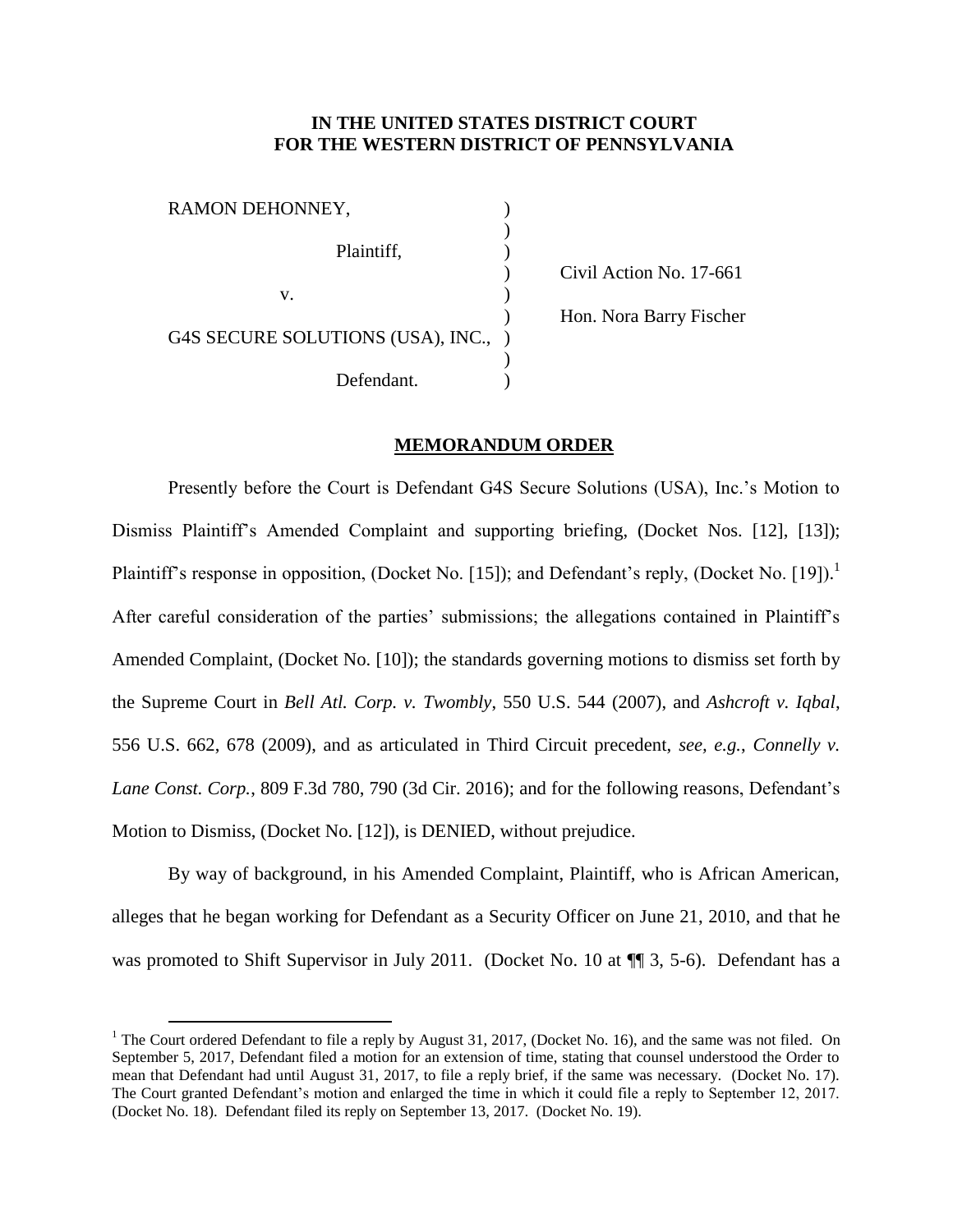**IN THE UNITED STATES DISTRICT COURT**
**FOR THE WESTERN DISTRICT OF PENNSYLVANIA**

| | | |
|---|---|---|
| RAMON DEHONNEY, | ) | |
| | ) | |
| Plaintiff, | ) | |
| | ) | Civil Action No. 17-661 |
| v. | ) | |
| | ) | Hon. Nora Barry Fischer |
| G4S SECURE SOLUTIONS (USA), INC., | ) | |
| | ) | |
| Defendant. | ) | |

**MEMORANDUM ORDER**

Presently before the Court is Defendant G4S Secure Solutions (USA), Inc.'s Motion to Dismiss Plaintiff's Amended Complaint and supporting briefing, (Docket Nos. [12], [13]); Plaintiff's response in opposition, (Docket No. [15]); and Defendant's reply, (Docket No. [19]).[1] After careful consideration of the parties' submissions; the allegations contained in Plaintiff's Amended Complaint, (Docket No. [10]); the standards governing motions to dismiss set forth by the Supreme Court in *Bell Atl. Corp. v. Twombly*, 550 U.S. 544 (2007), and *Ashcroft v. Iqbal*, 556 U.S. 662, 678 (2009), and as articulated in Third Circuit precedent, *see, e.g.*, *Connelly v. Lane Const. Corp.*, 809 F.3d 780, 790 (3d Cir. 2016); and for the following reasons, Defendant's Motion to Dismiss, (Docket No. [12]), is DENIED, without prejudice.

By way of background, in his Amended Complaint, Plaintiff, who is African American, alleges that he began working for Defendant as a Security Officer on June 21, 2010, and that he was promoted to Shift Supervisor in July 2011. (Docket No. 10 at ¶¶ 3, 5-6). Defendant has a

[1] The Court ordered Defendant to file a reply by August 31, 2017, (Docket No. 16), and the same was not filed. On September 5, 2017, Defendant filed a motion for an extension of time, stating that counsel understood the Order to mean that Defendant had until August 31, 2017, to file a reply brief, if the same was necessary. (Docket No. 17). The Court granted Defendant's motion and enlarged the time in which it could file a reply to September 12, 2017. (Docket No. 18). Defendant filed its reply on September 13, 2017. (Docket No. 19).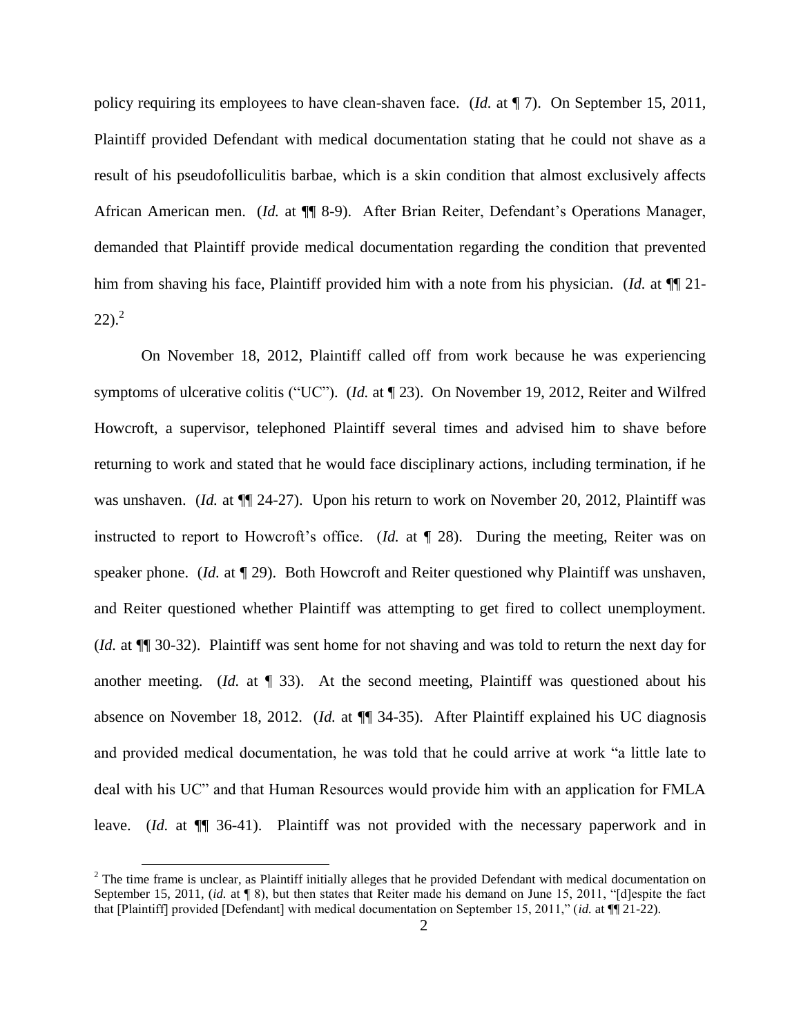policy requiring its employees to have clean-shaven face. (*Id.* at ¶ 7). On September 15, 2011, Plaintiff provided Defendant with medical documentation stating that he could not shave as a result of his pseudofolliculitis barbae, which is a skin condition that almost exclusively affects African American men. (*Id.* at ¶¶ 8-9). After Brian Reiter, Defendant's Operations Manager, demanded that Plaintiff provide medical documentation regarding the condition that prevented him from shaving his face, Plaintiff provided him with a note from his physician. (*Id.* at ¶¶ 21-22).[2]

On November 18, 2012, Plaintiff called off from work because he was experiencing symptoms of ulcerative colitis ("UC"). (*Id.* at ¶ 23). On November 19, 2012, Reiter and Wilfred Howcroft, a supervisor, telephoned Plaintiff several times and advised him to shave before returning to work and stated that he would face disciplinary actions, including termination, if he was unshaven. (*Id.* at ¶¶ 24-27). Upon his return to work on November 20, 2012, Plaintiff was instructed to report to Howcroft's office. (*Id.* at ¶ 28). During the meeting, Reiter was on speaker phone. (*Id.* at ¶ 29). Both Howcroft and Reiter questioned why Plaintiff was unshaven, and Reiter questioned whether Plaintiff was attempting to get fired to collect unemployment. (*Id.* at ¶¶ 30-32). Plaintiff was sent home for not shaving and was told to return the next day for another meeting. (*Id.* at ¶ 33). At the second meeting, Plaintiff was questioned about his absence on November 18, 2012. (*Id.* at ¶¶ 34-35). After Plaintiff explained his UC diagnosis and provided medical documentation, he was told that he could arrive at work "a little late to deal with his UC" and that Human Resources would provide him with an application for FMLA leave. (*Id.* at ¶¶ 36-41). Plaintiff was not provided with the necessary paperwork and in

[2] The time frame is unclear, as Plaintiff initially alleges that he provided Defendant with medical documentation on September 15, 2011, (*id.* at ¶ 8), but then states that Reiter made his demand on June 15, 2011, "[d]espite the fact that [Plaintiff] provided [Defendant] with medical documentation on September 15, 2011," (*id.* at ¶¶ 21-22).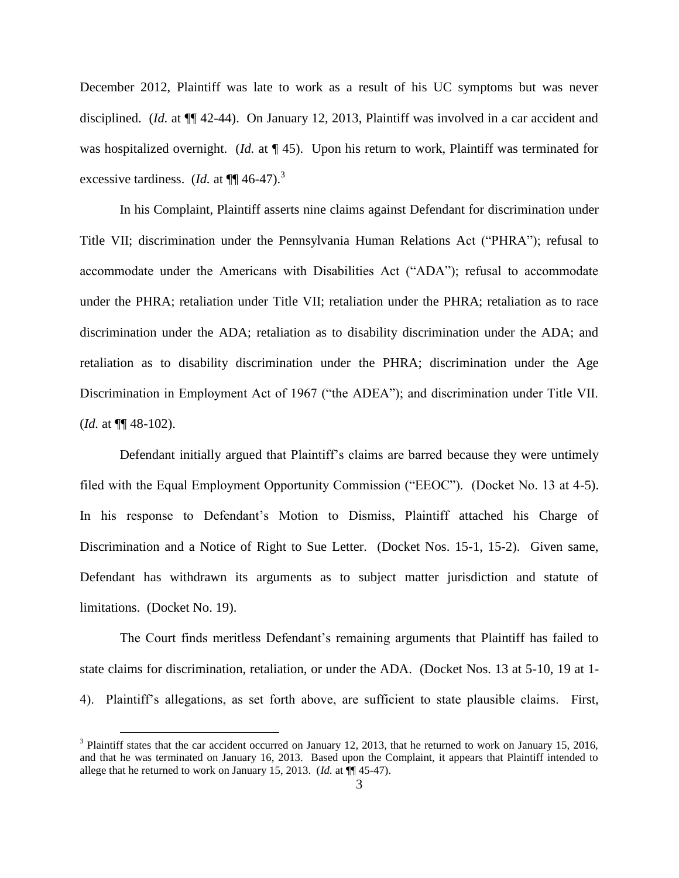December 2012, Plaintiff was late to work as a result of his UC symptoms but was never disciplined. (*Id.* at ¶¶ 42-44). On January 12, 2013, Plaintiff was involved in a car accident and was hospitalized overnight. (*Id.* at ¶ 45). Upon his return to work, Plaintiff was terminated for excessive tardiness. (*Id.* at ¶¶ 46-47).[3]

In his Complaint, Plaintiff asserts nine claims against Defendant for discrimination under Title VII; discrimination under the Pennsylvania Human Relations Act ("PHRA"); refusal to accommodate under the Americans with Disabilities Act ("ADA"); refusal to accommodate under the PHRA; retaliation under Title VII; retaliation under the PHRA; retaliation as to race discrimination under the ADA; retaliation as to disability discrimination under the ADA; and retaliation as to disability discrimination under the PHRA; discrimination under the Age Discrimination in Employment Act of 1967 ("the ADEA"); and discrimination under Title VII. (*Id.* at ¶¶ 48-102).

Defendant initially argued that Plaintiff's claims are barred because they were untimely filed with the Equal Employment Opportunity Commission ("EEOC"). (Docket No. 13 at 4-5). In his response to Defendant's Motion to Dismiss, Plaintiff attached his Charge of Discrimination and a Notice of Right to Sue Letter. (Docket Nos. 15-1, 15-2). Given same, Defendant has withdrawn its arguments as to subject matter jurisdiction and statute of limitations. (Docket No. 19).

The Court finds meritless Defendant's remaining arguments that Plaintiff has failed to state claims for discrimination, retaliation, or under the ADA. (Docket Nos. 13 at 5-10, 19 at 1-4). Plaintiff's allegations, as set forth above, are sufficient to state plausible claims. First,

[3] Plaintiff states that the car accident occurred on January 12, 2013, that he returned to work on January 15, 2016, and that he was terminated on January 16, 2013. Based upon the Complaint, it appears that Plaintiff intended to allege that he returned to work on January 15, 2013. (*Id.* at ¶¶ 45-47).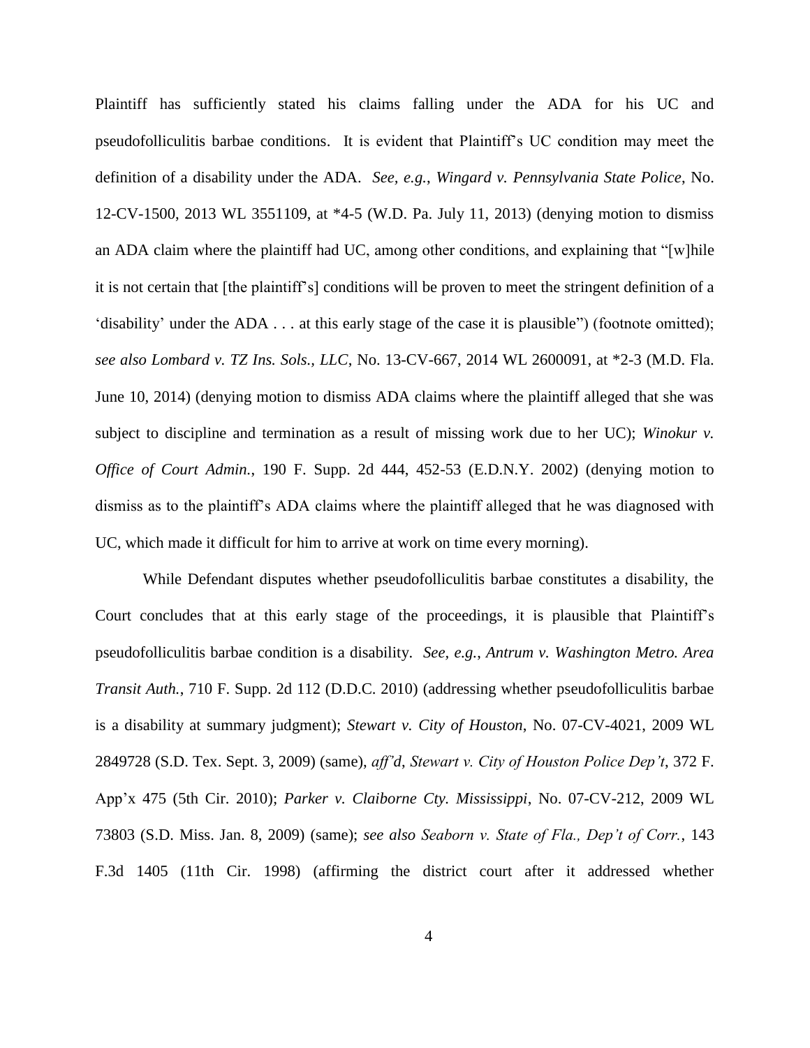Plaintiff has sufficiently stated his claims falling under the ADA for his UC and pseudofolliculitis barbae conditions. It is evident that Plaintiff's UC condition may meet the definition of a disability under the ADA. *See, e.g.*, *Wingard v. Pennsylvania State Police*, No. 12-CV-1500, 2013 WL 3551109, at *4-5 (W.D. Pa. July 11, 2013) (denying motion to dismiss an ADA claim where the plaintiff had UC, among other conditions, and explaining that "[w]hile it is not certain that [the plaintiff's] conditions will be proven to meet the stringent definition of a 'disability' under the ADA . . . at this early stage of the case it is plausible") (footnote omitted); *see also Lombard v. TZ Ins. Sols., LLC*, No. 13-CV-667, 2014 WL 2600091, at *2-3 (M.D. Fla. June 10, 2014) (denying motion to dismiss ADA claims where the plaintiff alleged that she was subject to discipline and termination as a result of missing work due to her UC); *Winokur v. Office of Court Admin.*, 190 F. Supp. 2d 444, 452-53 (E.D.N.Y. 2002) (denying motion to dismiss as to the plaintiff's ADA claims where the plaintiff alleged that he was diagnosed with UC, which made it difficult for him to arrive at work on time every morning).

While Defendant disputes whether pseudofolliculitis barbae constitutes a disability, the Court concludes that at this early stage of the proceedings, it is plausible that Plaintiff's pseudofolliculitis barbae condition is a disability. *See, e.g.*, *Antrum v. Washington Metro. Area Transit Auth.*, 710 F. Supp. 2d 112 (D.D.C. 2010) (addressing whether pseudofolliculitis barbae is a disability at summary judgment); *Stewart v. City of Houston*, No. 07-CV-4021, 2009 WL 2849728 (S.D. Tex. Sept. 3, 2009) (same), *aff'd*, *Stewart v. City of Houston Police Dep't*, 372 F. App'x 475 (5th Cir. 2010); *Parker v. Claiborne Cty. Mississippi*, No. 07-CV-212, 2009 WL 73803 (S.D. Miss. Jan. 8, 2009) (same); *see also Seaborn v. State of Fla., Dep't of Corr.*, 143 F.3d 1405 (11th Cir. 1998) (affirming the district court after it addressed whether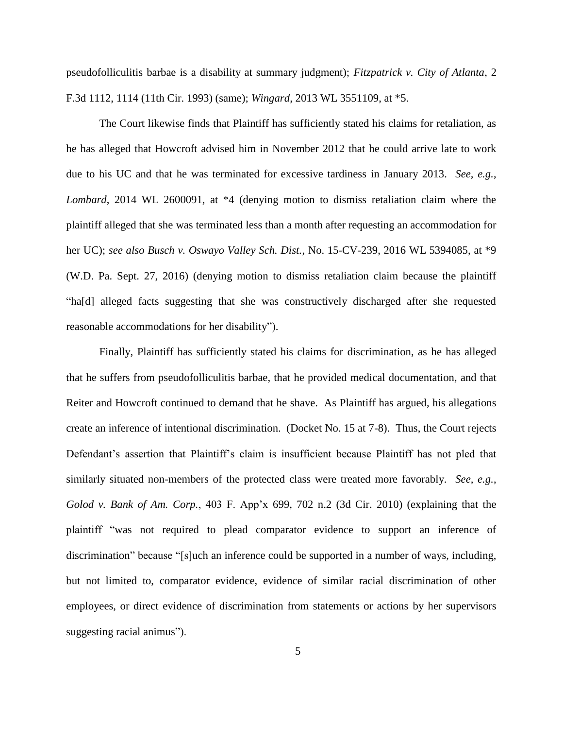pseudofolliculitis barbae is a disability at summary judgment); *Fitzpatrick v. City of Atlanta*, 2 F.3d 1112, 1114 (11th Cir. 1993) (same); *Wingard*, 2013 WL 3551109, at *5.

The Court likewise finds that Plaintiff has sufficiently stated his claims for retaliation, as he has alleged that Howcroft advised him in November 2012 that he could arrive late to work due to his UC and that he was terminated for excessive tardiness in January 2013. *See, e.g.*, *Lombard*, 2014 WL 2600091, at *4 (denying motion to dismiss retaliation claim where the plaintiff alleged that she was terminated less than a month after requesting an accommodation for her UC); *see also Busch v. Oswayo Valley Sch. Dist.*, No. 15-CV-239, 2016 WL 5394085, at *9 (W.D. Pa. Sept. 27, 2016) (denying motion to dismiss retaliation claim because the plaintiff "ha[d] alleged facts suggesting that she was constructively discharged after she requested reasonable accommodations for her disability").

Finally, Plaintiff has sufficiently stated his claims for discrimination, as he has alleged that he suffers from pseudofolliculitis barbae, that he provided medical documentation, and that Reiter and Howcroft continued to demand that he shave. As Plaintiff has argued, his allegations create an inference of intentional discrimination. (Docket No. 15 at 7-8). Thus, the Court rejects Defendant's assertion that Plaintiff's claim is insufficient because Plaintiff has not pled that similarly situated non-members of the protected class were treated more favorably. *See, e.g.*, *Golod v. Bank of Am. Corp.*, 403 F. App'x 699, 702 n.2 (3d Cir. 2010) (explaining that the plaintiff "was not required to plead comparator evidence to support an inference of discrimination" because "[s]uch an inference could be supported in a number of ways, including, but not limited to, comparator evidence, evidence of similar racial discrimination of other employees, or direct evidence of discrimination from statements or actions by her supervisors suggesting racial animus").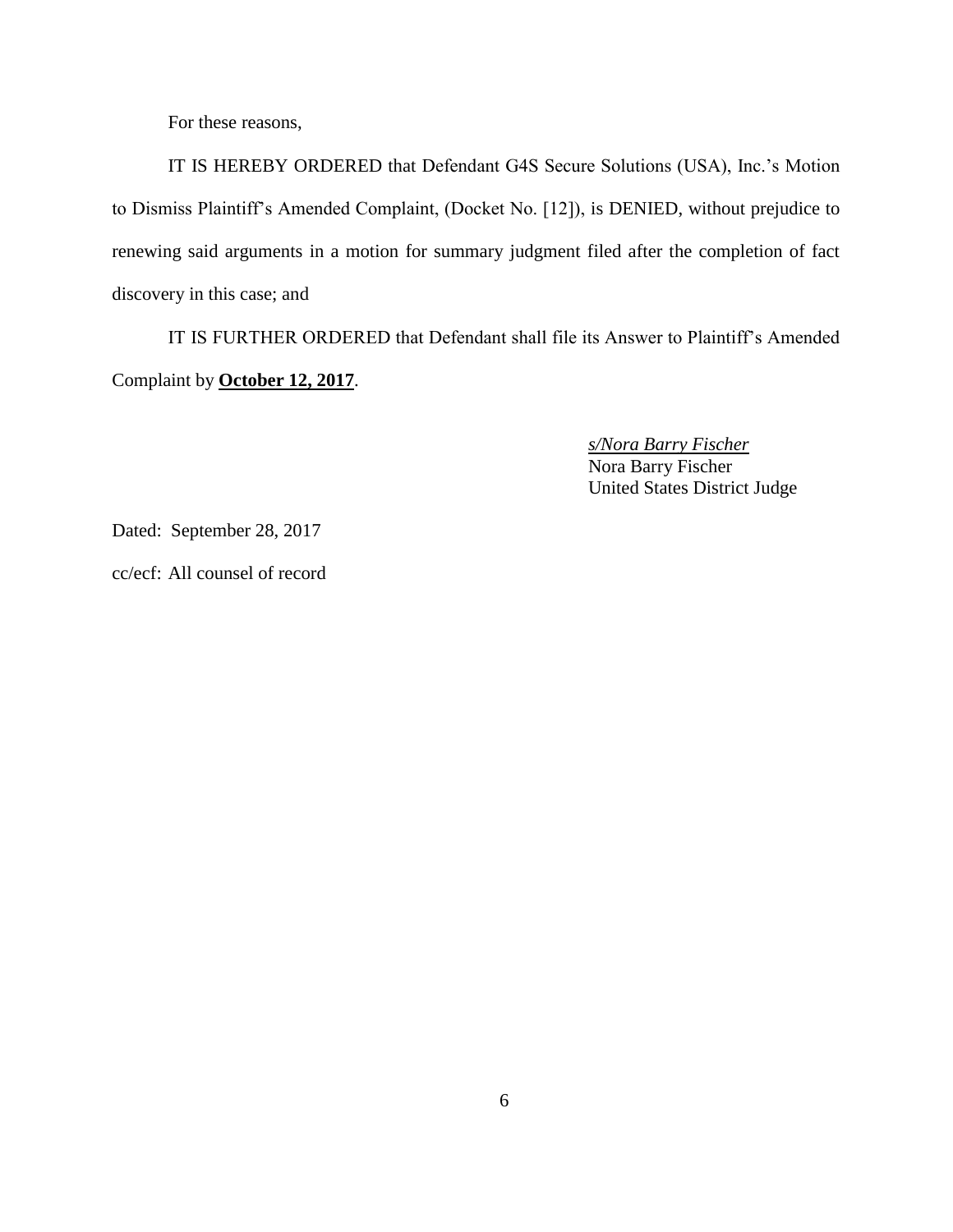For these reasons,

IT IS HEREBY ORDERED that Defendant G4S Secure Solutions (USA), Inc.'s Motion to Dismiss Plaintiff's Amended Complaint, (Docket No. [12]), is DENIED, without prejudice to renewing said arguments in a motion for summary judgment filed after the completion of fact discovery in this case; and

IT IS FURTHER ORDERED that Defendant shall file its Answer to Plaintiff's Amended Complaint by **October 12, 2017**.

*s/Nora Barry Fischer*
Nora Barry Fischer
United States District Judge

Dated: September 28, 2017

cc/ecf: All counsel of record